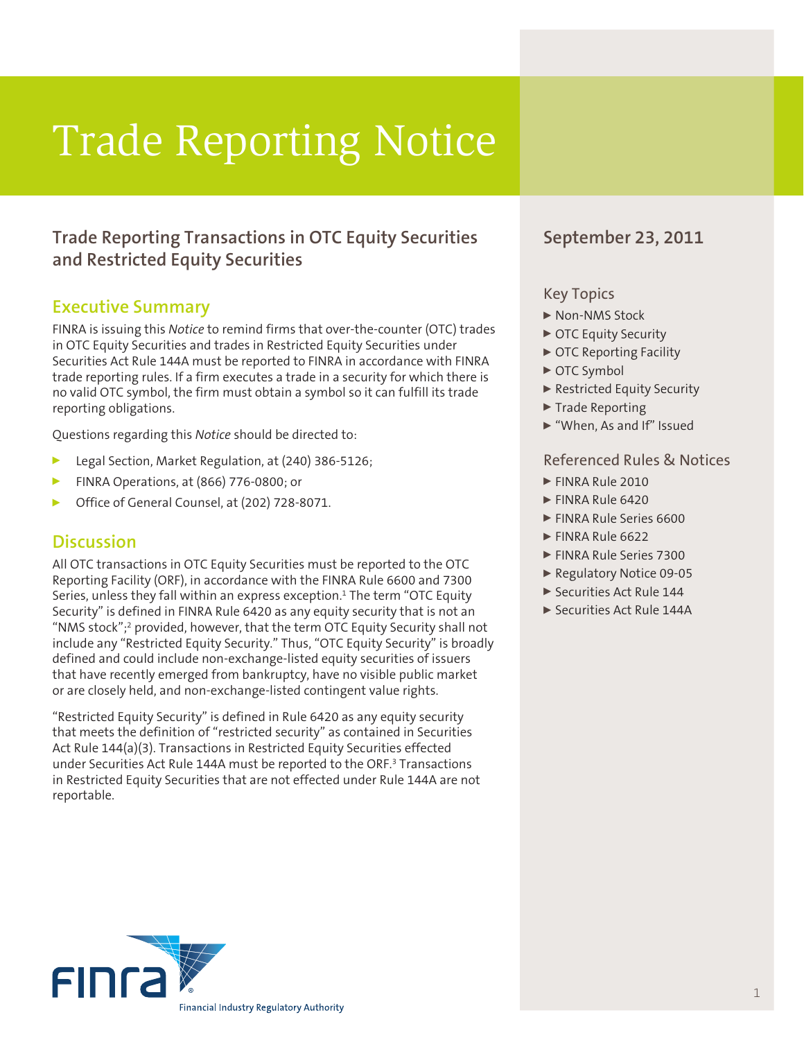# Trade Reporting Notice

## Trade Reporting Transactions in OTC Equity Securities and Restricted Equity Securities

### Executive Summary

FINRA is issuing this *Notice* to remind firms that over-the-counter (OTC) trades in OTC Equity Securities and trades in Restricted Equity Securities under Securities Act Rule 144A must be reported to FINRA in accordance with FINRA trade reporting rules. If a firm executes a trade in a security for which there is no valid OTC symbol, the firm must obtain a symbol so it can fulfill its trade reporting obligations.

Questions regarding this *Notice* should be directed to:

- Legal Section, Market Regulation, at (240) 386-5126;
- FINRA Operations, at (866) 776-0800; or
- Office of General Counsel, at (202) 728-8071.

### Discussion

All OTC transactions in OTC Equity Securities must be reported to the OTC Reporting Facility (ORF), in accordance with the FINRA Rule 6600 and 7300 Series, unless they fall within an express exception.[1] The term "OTC Equity Security" is defined in FINRA Rule 6420 as any equity security that is not an "NMS stock";[2] provided, however, that the term OTC Equity Security shall not include any "Restricted Equity Security." Thus, "OTC Equity Security" is broadly defined and could include non-exchange-listed equity securities of issuers that have recently emerged from bankruptcy, have no visible public market or are closely held, and non-exchange-listed contingent value rights.

"Restricted Equity Security" is defined in Rule 6420 as any equity security that meets the definition of "restricted security" as contained in Securities Act Rule 144(a)(3). Transactions in Restricted Equity Securities effected under Securities Act Rule 144A must be reported to the ORF.[3] Transactions in Restricted Equity Securities that are not effected under Rule 144A are not reportable.

**September 23, 2011**

#### Key Topics

- Non-NMS Stock
- OTC Equity Security
- OTC Reporting Facility
- OTC Symbol
- Restricted Equity Security
- Trade Reporting
- "When, As and If" Issued

#### Referenced Rules & Notices

- FINRA Rule 2010
- FINRA Rule 6420
- FINRA Rule Series 6600
- FINRA Rule 6622
- FINRA Rule Series 7300
- Regulatory Notice 09-05
- Securities Act Rule 144
- Securities Act Rule 144A

FINRA
Financial Industry Regulatory Authority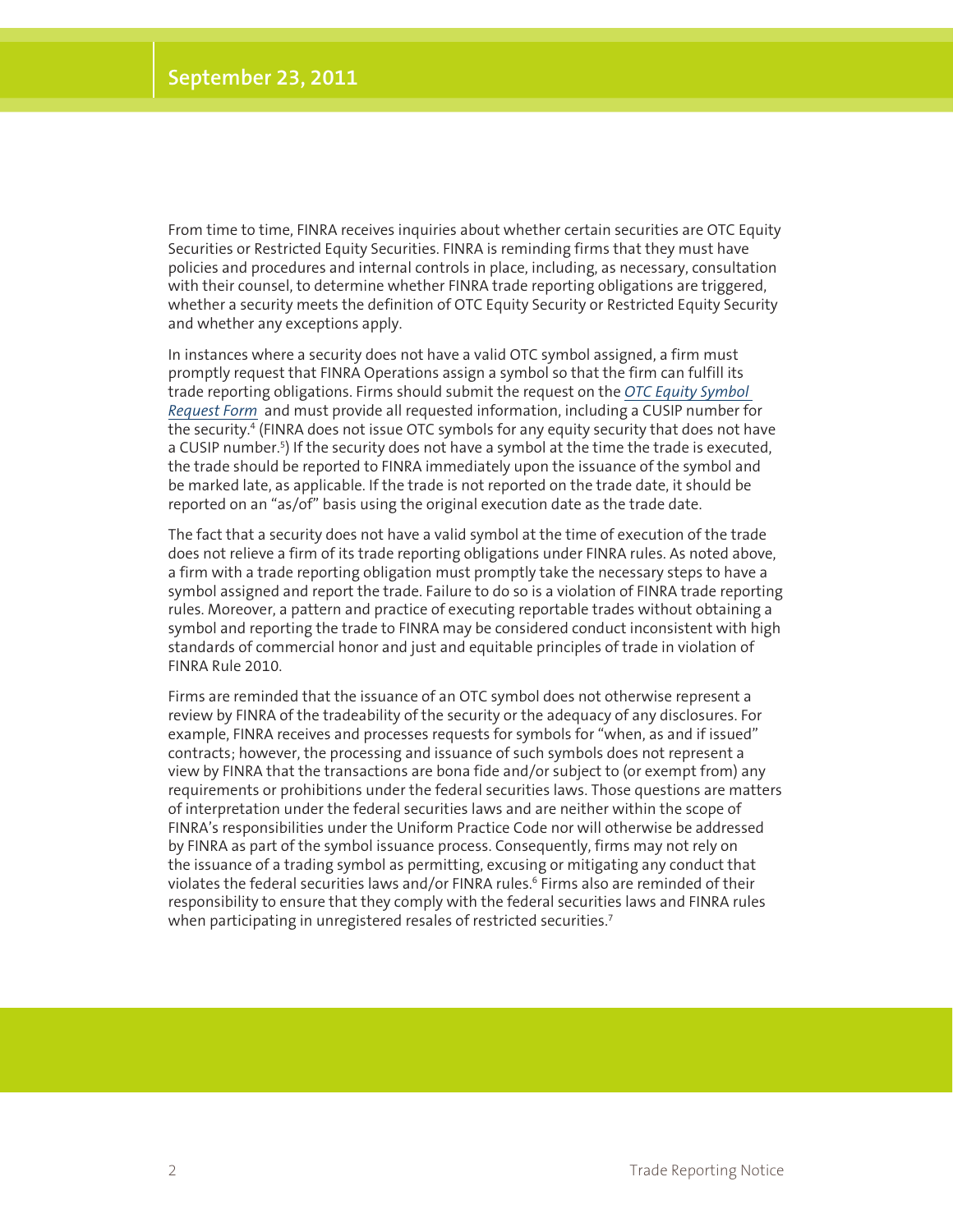From time to time, FINRA receives inquiries about whether certain securities are OTC Equity Securities or Restricted Equity Securities. FINRA is reminding firms that they must have policies and procedures and internal controls in place, including, as necessary, consultation with their counsel, to determine whether FINRA trade reporting obligations are triggered, whether a security meets the definition of OTC Equity Security or Restricted Equity Security and whether any exceptions apply.

In instances where a security does not have a valid OTC symbol assigned, a firm must promptly request that FINRA Operations assign a symbol so that the firm can fulfill its trade reporting obligations. Firms should submit the request on the *OTC Equity Symbol Request Form* and must provide all requested information, including a CUSIP number for the security.[4] (FINRA does not issue OTC symbols for any equity security that does not have a CUSIP number.[5]) If the security does not have a symbol at the time the trade is executed, the trade should be reported to FINRA immediately upon the issuance of the symbol and be marked late, as applicable. If the trade is not reported on the trade date, it should be reported on an "as/of" basis using the original execution date as the trade date.

The fact that a security does not have a valid symbol at the time of execution of the trade does not relieve a firm of its trade reporting obligations under FINRA rules. As noted above, a firm with a trade reporting obligation must promptly take the necessary steps to have a symbol assigned and report the trade. Failure to do so is a violation of FINRA trade reporting rules. Moreover, a pattern and practice of executing reportable trades without obtaining a symbol and reporting the trade to FINRA may be considered conduct inconsistent with high standards of commercial honor and just and equitable principles of trade in violation of FINRA Rule 2010.

Firms are reminded that the issuance of an OTC symbol does not otherwise represent a review by FINRA of the tradeability of the security or the adequacy of any disclosures. For example, FINRA receives and processes requests for symbols for "when, as and if issued" contracts; however, the processing and issuance of such symbols does not represent a view by FINRA that the transactions are bona fide and/or subject to (or exempt from) any requirements or prohibitions under the federal securities laws. Those questions are matters of interpretation under the federal securities laws and are neither within the scope of FINRA's responsibilities under the Uniform Practice Code nor will otherwise be addressed by FINRA as part of the symbol issuance process. Consequently, firms may not rely on the issuance of a trading symbol as permitting, excusing or mitigating any conduct that violates the federal securities laws and/or FINRA rules.[6] Firms also are reminded of their responsibility to ensure that they comply with the federal securities laws and FINRA rules when participating in unregistered resales of restricted securities.[7]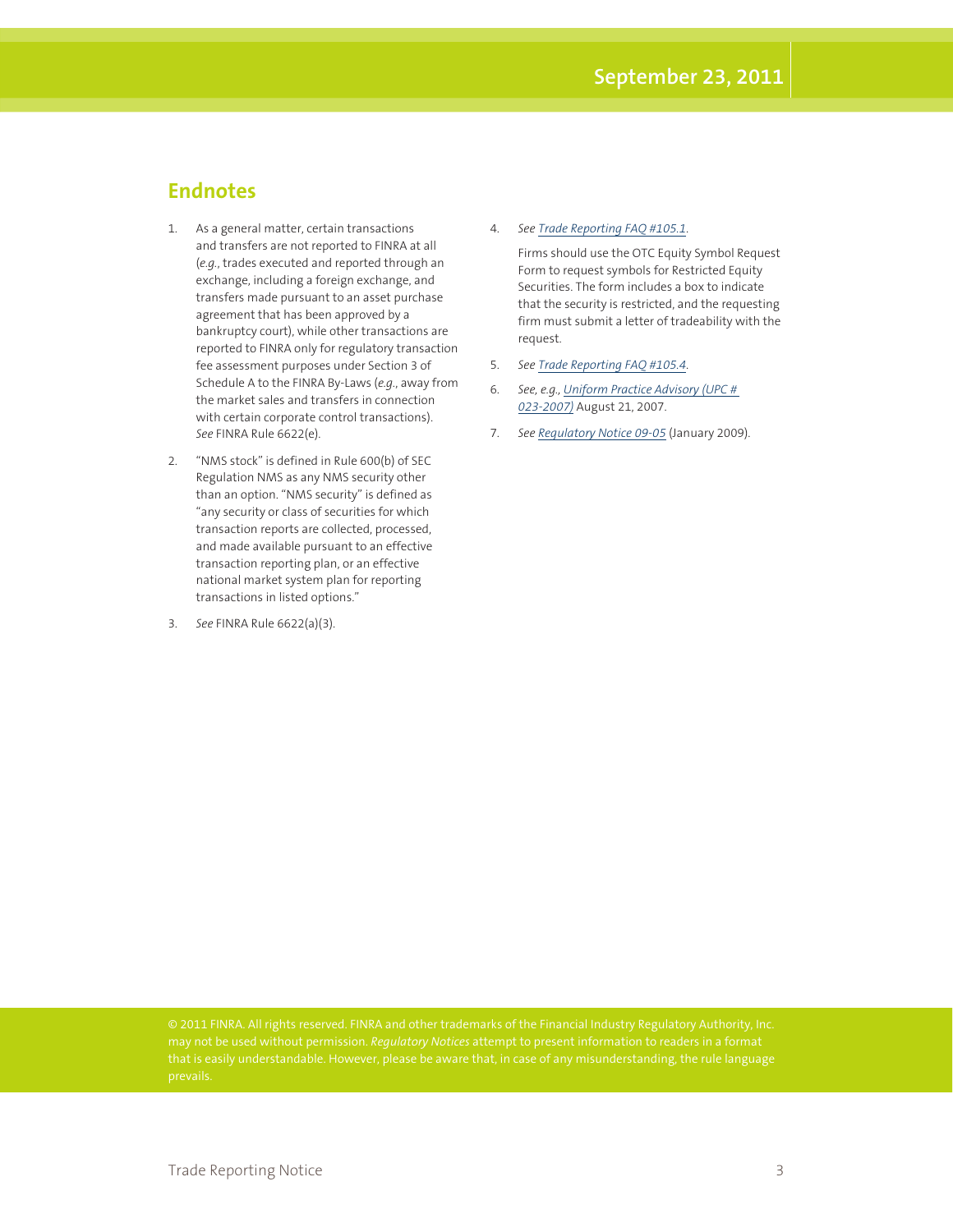## Endnotes

1. As a general matter, certain transactions and transfers are not reported to FINRA at all (*e.g.*, trades executed and reported through an exchange, including a foreign exchange, and transfers made pursuant to an asset purchase agreement that has been approved by a bankruptcy court), while other transactions are reported to FINRA only for regulatory transaction fee assessment purposes under Section 3 of Schedule A to the FINRA By-Laws (*e.g.*, away from the market sales and transfers in connection with certain corporate control transactions). *See* FINRA Rule 6622(e).

2. "NMS stock" is defined in Rule 600(b) of SEC Regulation NMS as any NMS security other than an option. "NMS security" is defined as "any security or class of securities for which transaction reports are collected, processed, and made available pursuant to an effective transaction reporting plan, or an effective national market system plan for reporting transactions in listed options."

3. *See* FINRA Rule 6622(a)(3).

4. *See Trade Reporting FAQ #105.1*.

   Firms should use the OTC Equity Symbol Request Form to request symbols for Restricted Equity Securities. The form includes a box to indicate that the security is restricted, and the requesting firm must submit a letter of tradeability with the request.

5. *See Trade Reporting FAQ #105.4*.

6. *See, e.g., Uniform Practice Advisory (UPC # 023-2007)* August 21, 2007.

7. *See Regulatory Notice 09-05* (January 2009).

© 2011 FINRA. All rights reserved. FINRA and other trademarks of the Financial Industry Regulatory Authority, Inc. may not be used without permission. *Regulatory Notices* attempt to present information to readers in a format that is easily understandable. However, please be aware that, in case of any misunderstanding, the rule language prevails.